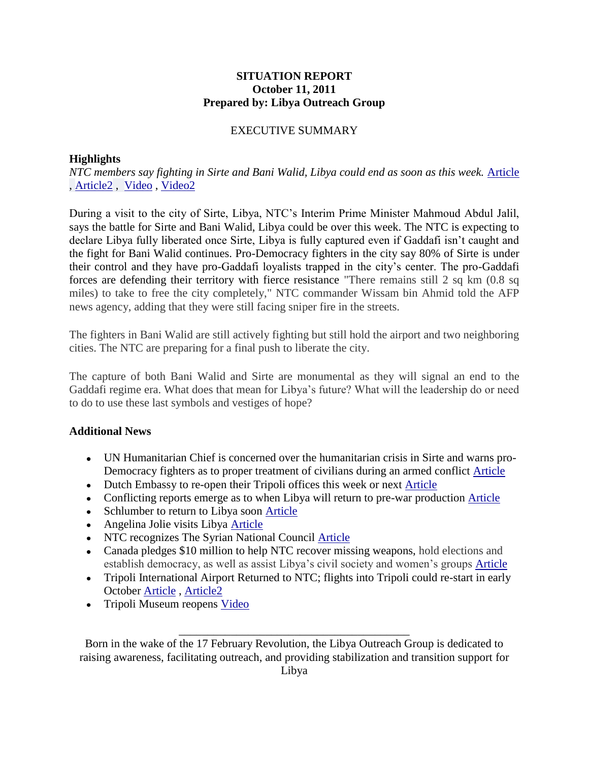**SITUATION REPORT**
**October 11, 2011**
**Prepared by: Libya Outreach Group**

EXECUTIVE SUMMARY

### Highlights

*NTC members say fighting in Sirte and Bani Walid, Libya could end as soon as this week.* [Article](), [Article2](), [Video](), [Video2]()

During a visit to the city of Sirte, Libya, NTC's Interim Prime Minister Mahmoud Abdul Jalil, says the battle for Sirte and Bani Walid, Libya could be over this week. The NTC is expecting to declare Libya fully liberated once Sirte, Libya is fully captured even if Gaddafi isn't caught and the fight for Bani Walid continues. Pro-Democracy fighters in the city say 80% of Sirte is under their control and they have pro-Gaddafi loyalists trapped in the city's center. The pro-Gaddafi forces are defending their territory with fierce resistance "There remains still 2 sq km (0.8 sq miles) to take to free the city completely," NTC commander Wissam bin Ahmid told the AFP news agency, adding that they were still facing sniper fire in the streets.

The fighters in Bani Walid are still actively fighting but still hold the airport and two neighboring cities. The NTC are preparing for a final push to liberate the city.

The capture of both Bani Walid and Sirte are monumental as they will signal an end to the Gaddafi regime era. What does that mean for Libya's future? What will the leadership do or need to do to use these last symbols and vestiges of hope?

### Additional News

- UN Humanitarian Chief is concerned over the humanitarian crisis in Sirte and warns pro-Democracy fighters as to proper treatment of civilians during an armed conflict [Article]()
- Dutch Embassy to re-open their Tripoli offices this week or next [Article]()
- Conflicting reports emerge as to when Libya will return to pre-war production [Article]()
- Schlumber to return to Libya soon [Article]()
- Angelina Jolie visits Libya [Article]()
- NTC recognizes The Syrian National Council [Article]()
- Canada pledges $10 million to help NTC recover missing weapons, hold elections and establish democracy, as well as assist Libya's civil society and women's groups [Article]()
- Tripoli International Airport Returned to NTC; flights into Tripoli could re-start in early October [Article](), [Article2]()
- Tripoli Museum reopens [Video]()

---

Born in the wake of the 17 February Revolution, the Libya Outreach Group is dedicated to raising awareness, facilitating outreach, and providing stabilization and transition support for Libya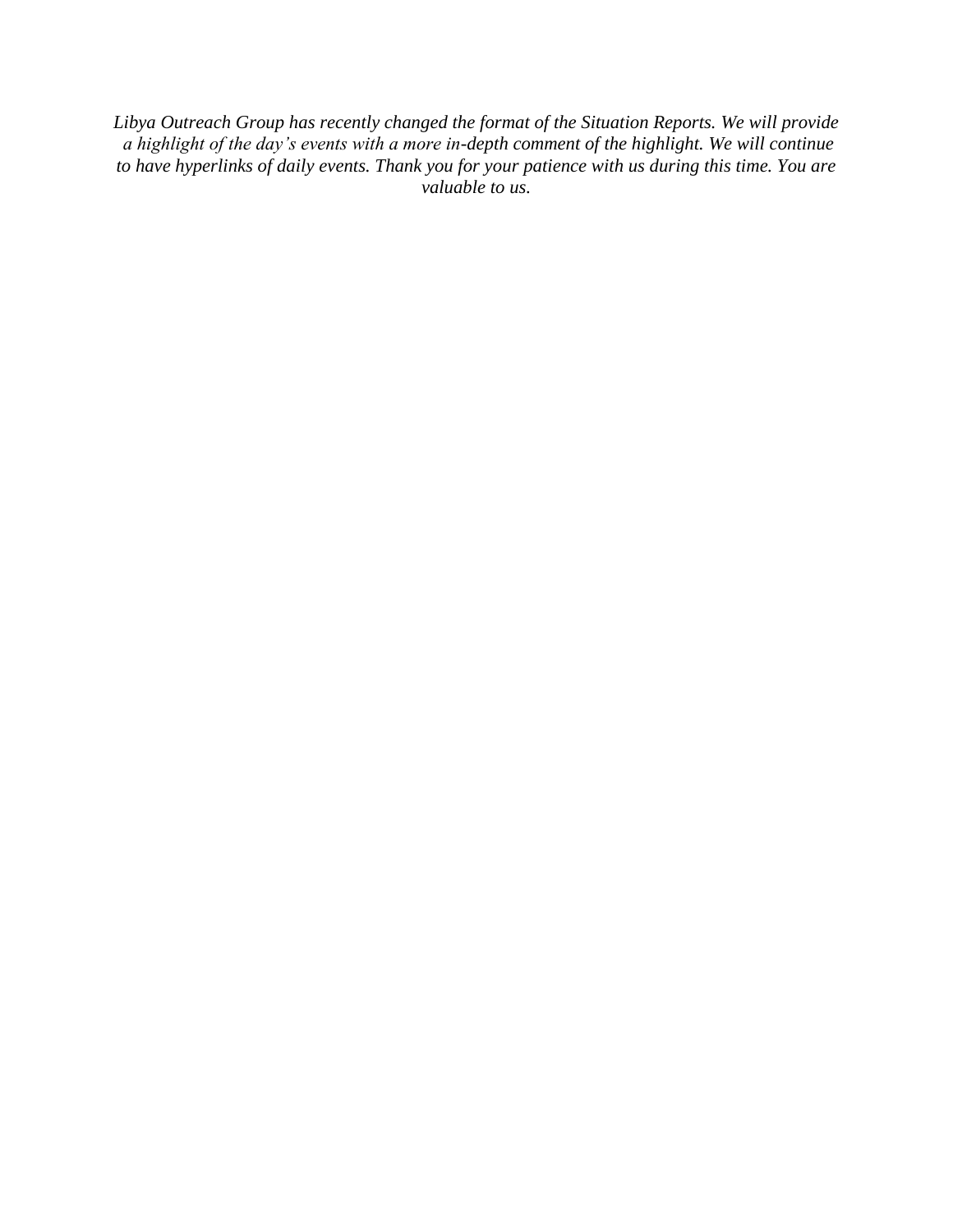*Libya Outreach Group has recently changed the format of the Situation Reports. We will provide a highlight of the day's events with a more in-depth comment of the highlight. We will continue to have hyperlinks of daily events. Thank you for your patience with us during this time. You are valuable to us.*